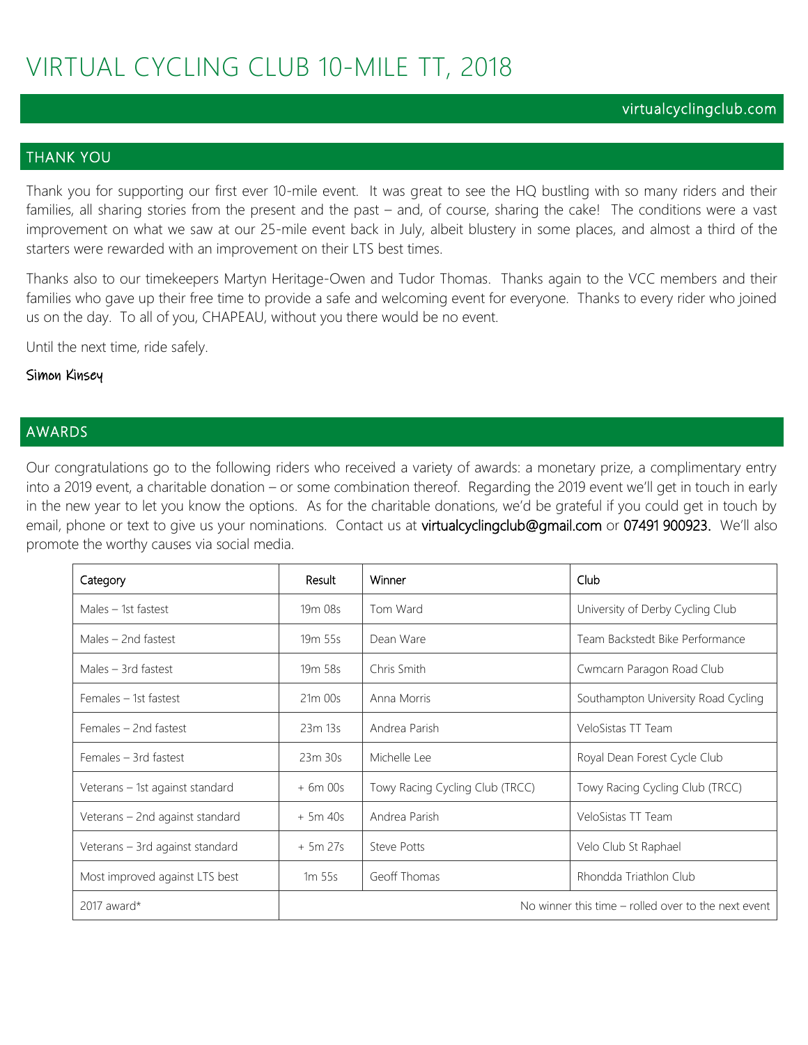# VIRTUAL CYCLING CLUB 10-MILE TT, 2018

virtualcyclingclub.com

## THANK YOU

Thank you for supporting our first ever 10-mile event. It was great to see the HQ bustling with so many riders and their families, all sharing stories from the present and the past – and, of course, sharing the cake! The conditions were a vast improvement on what we saw at our 25-mile event back in July, albeit blustery in some places, and almost a third of the starters were rewarded with an improvement on their LTS best times.

Thanks also to our timekeepers Martyn Heritage-Owen and Tudor Thomas. Thanks again to the VCC members and their families who gave up their free time to provide a safe and welcoming event for everyone. Thanks to every rider who joined us on the day. To all of you, CHAPEAU, without you there would be no event.

Until the next time, ride safely.

Simon Kinsey

## AWARDS

Our congratulations go to the following riders who received a variety of awards: a monetary prize, a complimentary entry into a 2019 event, a charitable donation – or some combination thereof. Regarding the 2019 event we'll get in touch in early in the new year to let you know the options. As for the charitable donations, we'd be grateful if you could get in touch by email, phone or text to give us your nominations. Contact us at virtualcyclingclub@gmail.com or 07491 900923. We'll also promote the worthy causes via social media.

| Category | Result | Winner | Club |
|---|---|---|---|
| Males – 1st fastest | 19m 08s | Tom Ward | University of Derby Cycling Club |
| Males – 2nd fastest | 19m 55s | Dean Ware | Team Backstedt Bike Performance |
| Males – 3rd fastest | 19m 58s | Chris Smith | Cwmcarn Paragon Road Club |
| Females – 1st fastest | 21m 00s | Anna Morris | Southampton University Road Cycling |
| Females – 2nd fastest | 23m 13s | Andrea Parish | VeloSistas TT Team |
| Females – 3rd fastest | 23m 30s | Michelle Lee | Royal Dean Forest Cycle Club |
| Veterans – 1st against standard | + 6m 00s | Towy Racing Cycling Club (TRCC) | Towy Racing Cycling Club (TRCC) |
| Veterans – 2nd against standard | + 5m 40s | Andrea Parish | VeloSistas TT Team |
| Veterans – 3rd against standard | + 5m 27s | Steve Potts | Velo Club St Raphael |
| Most improved against LTS best | 1m 55s | Geoff Thomas | Rhondda Triathlon Club |
| 2017 award* | No winner this time – rolled over to the next event | | |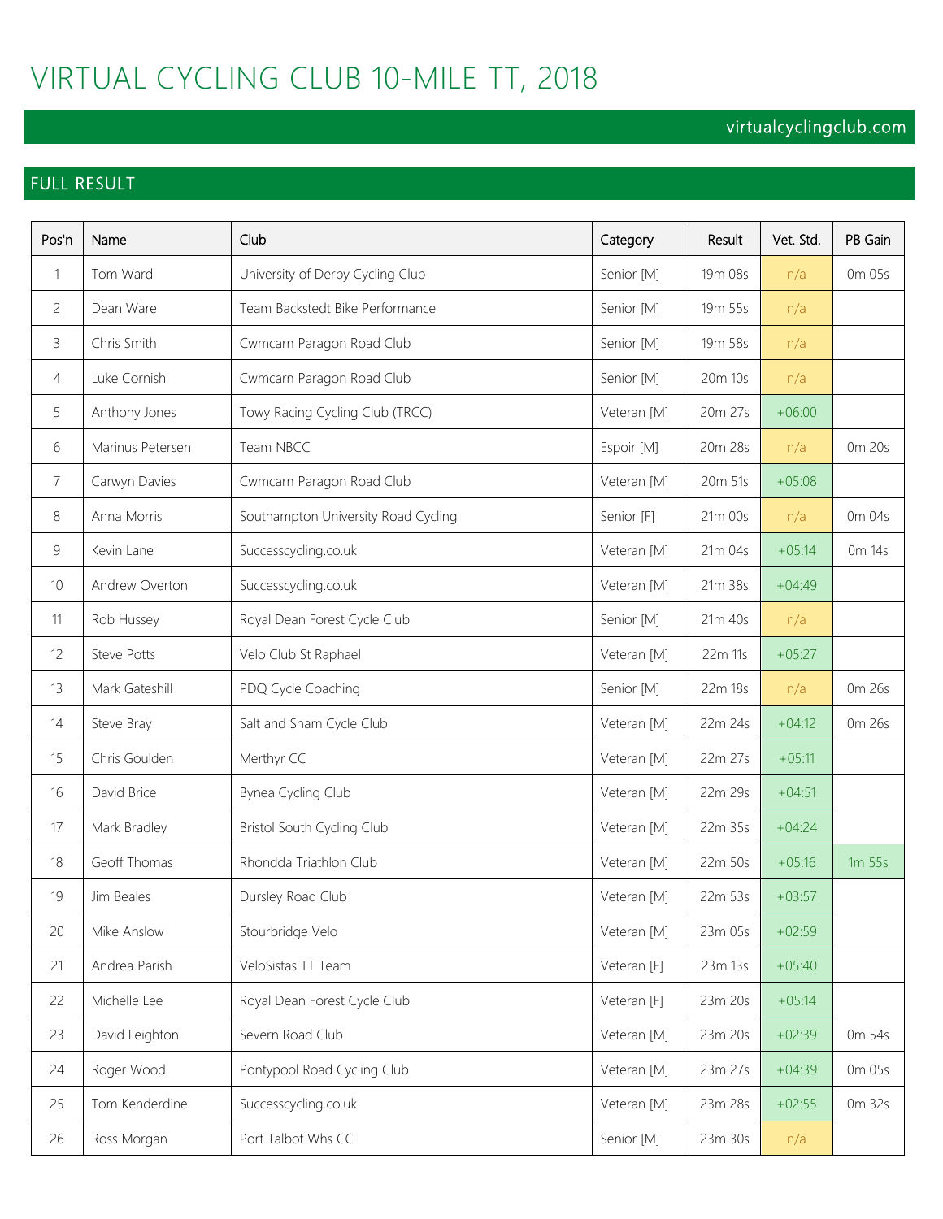# VIRTUAL CYCLING CLUB 10-MILE TT, 2018

virtualcyclingclub.com

## FULL RESULT

| Pos'n | Name | Club | Category | Result | Vet. Std. | PB Gain |
|---|---|---|---|---|---|---|
| 1 | Tom Ward | University of Derby Cycling Club | Senior [M] | 19m 08s | n/a | 0m 05s |
| 2 | Dean Ware | Team Backstedt Bike Performance | Senior [M] | 19m 55s | n/a | |
| 3 | Chris Smith | Cwmcarn Paragon Road Club | Senior [M] | 19m 58s | n/a | |
| 4 | Luke Cornish | Cwmcarn Paragon Road Club | Senior [M] | 20m 10s | n/a | |
| 5 | Anthony Jones | Towy Racing Cycling Club (TRCC) | Veteran [M] | 20m 27s | +06:00 | |
| 6 | Marinus Petersen | Team NBCC | Espoir [M] | 20m 28s | n/a | 0m 20s |
| 7 | Carwyn Davies | Cwmcarn Paragon Road Club | Veteran [M] | 20m 51s | +05:08 | |
| 8 | Anna Morris | Southampton University Road Cycling | Senior [F] | 21m 00s | n/a | 0m 04s |
| 9 | Kevin Lane | Successcycling.co.uk | Veteran [M] | 21m 04s | +05:14 | 0m 14s |
| 10 | Andrew Overton | Successcycling.co.uk | Veteran [M] | 21m 38s | +04:49 | |
| 11 | Rob Hussey | Royal Dean Forest Cycle Club | Senior [M] | 21m 40s | n/a | |
| 12 | Steve Potts | Velo Club St Raphael | Veteran [M] | 22m 11s | +05:27 | |
| 13 | Mark Gateshill | PDQ Cycle Coaching | Senior [M] | 22m 18s | n/a | 0m 26s |
| 14 | Steve Bray | Salt and Sham Cycle Club | Veteran [M] | 22m 24s | +04:12 | 0m 26s |
| 15 | Chris Goulden | Merthyr CC | Veteran [M] | 22m 27s | +05:11 | |
| 16 | David Brice | Bynea Cycling Club | Veteran [M] | 22m 29s | +04:51 | |
| 17 | Mark Bradley | Bristol South Cycling Club | Veteran [M] | 22m 35s | +04:24 | |
| 18 | Geoff Thomas | Rhondda Triathlon Club | Veteran [M] | 22m 50s | +05:16 | 1m 55s |
| 19 | Jim Beales | Dursley Road Club | Veteran [M] | 22m 53s | +03:57 | |
| 20 | Mike Anslow | Stourbridge Velo | Veteran [M] | 23m 05s | +02:59 | |
| 21 | Andrea Parish | VeloSistas TT Team | Veteran [F] | 23m 13s | +05:40 | |
| 22 | Michelle Lee | Royal Dean Forest Cycle Club | Veteran [F] | 23m 20s | +05:14 | |
| 23 | David Leighton | Severn Road Club | Veteran [M] | 23m 20s | +02:39 | 0m 54s |
| 24 | Roger Wood | Pontypool Road Cycling Club | Veteran [M] | 23m 27s | +04:39 | 0m 05s |
| 25 | Tom Kenderdine | Successcycling.co.uk | Veteran [M] | 23m 28s | +02:55 | 0m 32s |
| 26 | Ross Morgan | Port Talbot Whs CC | Senior [M] | 23m 30s | n/a | |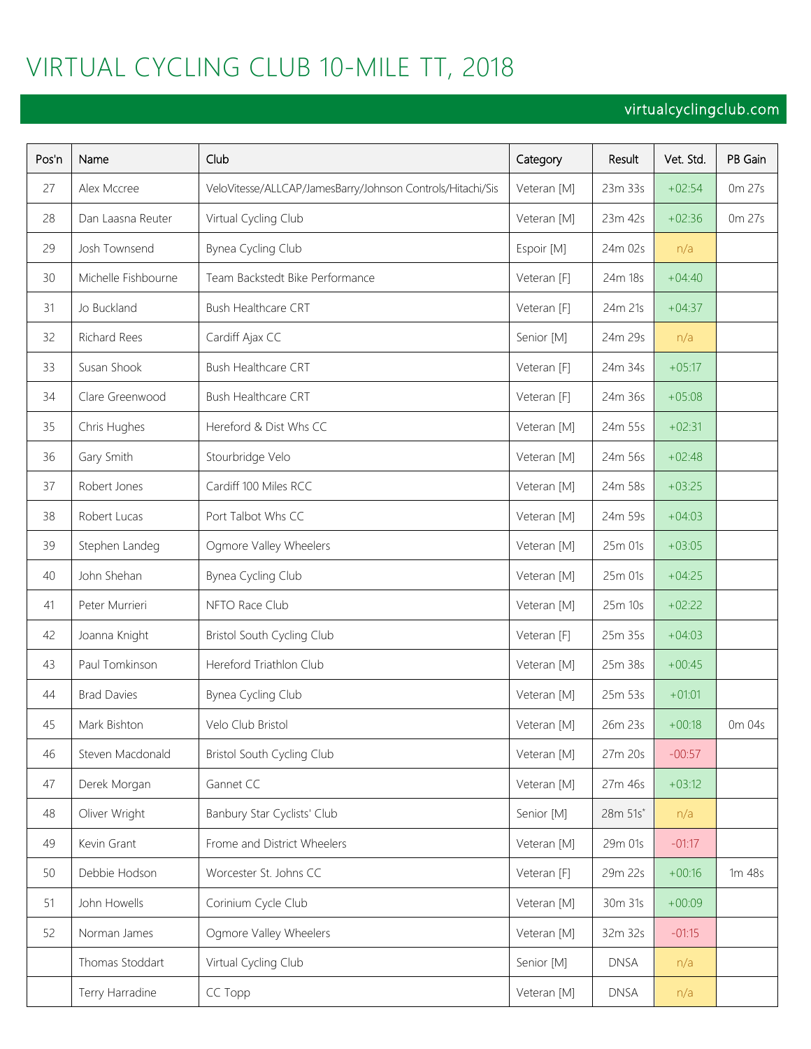# VIRTUAL CYCLING CLUB 10-MILE TT, 2018

virtualcyclingclub.com

| Pos'n | Name | Club | Category | Result | Vet. Std. | PB Gain |
|---|---|---|---|---|---|---|
| 27 | Alex Mccree | VeloVitesse/ALLCAP/JamesBarry/Johnson Controls/Hitachi/Sis | Veteran [M] | 23m 33s | +02:54 | 0m 27s |
| 28 | Dan Laasna Reuter | Virtual Cycling Club | Veteran [M] | 23m 42s | +02:36 | 0m 27s |
| 29 | Josh Townsend | Bynea Cycling Club | Espoir [M] | 24m 02s | n/a | |
| 30 | Michelle Fishbourne | Team Backstedt Bike Performance | Veteran [F] | 24m 18s | +04:40 | |
| 31 | Jo Buckland | Bush Healthcare CRT | Veteran [F] | 24m 21s | +04:37 | |
| 32 | Richard Rees | Cardiff Ajax CC | Senior [M] | 24m 29s | n/a | |
| 33 | Susan Shook | Bush Healthcare CRT | Veteran [F] | 24m 34s | +05:17 | |
| 34 | Clare Greenwood | Bush Healthcare CRT | Veteran [F] | 24m 36s | +05:08 | |
| 35 | Chris Hughes | Hereford & Dist Whs CC | Veteran [M] | 24m 55s | +02:31 | |
| 36 | Gary Smith | Stourbridge Velo | Veteran [M] | 24m 56s | +02:48 | |
| 37 | Robert Jones | Cardiff 100 Miles RCC | Veteran [M] | 24m 58s | +03:25 | |
| 38 | Robert Lucas | Port Talbot Whs CC | Veteran [M] | 24m 59s | +04:03 | |
| 39 | Stephen Landeg | Ogmore Valley Wheelers | Veteran [M] | 25m 01s | +03:05 | |
| 40 | John Shehan | Bynea Cycling Club | Veteran [M] | 25m 01s | +04:25 | |
| 41 | Peter Murrieri | NFTO Race Club | Veteran [M] | 25m 10s | +02:22 | |
| 42 | Joanna Knight | Bristol South Cycling Club | Veteran [F] | 25m 35s | +04:03 | |
| 43 | Paul Tomkinson | Hereford Triathlon Club | Veteran [M] | 25m 38s | +00:45 | |
| 44 | Brad Davies | Bynea Cycling Club | Veteran [M] | 25m 53s | +01:01 | |
| 45 | Mark Bishton | Velo Club Bristol | Veteran [M] | 26m 23s | +00:18 | 0m 04s |
| 46 | Steven Macdonald | Bristol South Cycling Club | Veteran [M] | 27m 20s | -00:57 | |
| 47 | Derek Morgan | Gannet CC | Veteran [M] | 27m 46s | +03:12 | |
| 48 | Oliver Wright | Banbury Star Cyclists' Club | Senior [M] | 28m 51s* | n/a | |
| 49 | Kevin Grant | Frome and District Wheelers | Veteran [M] | 29m 01s | -01:17 | |
| 50 | Debbie Hodson | Worcester St. Johns CC | Veteran [F] | 29m 22s | +00:16 | 1m 48s |
| 51 | John Howells | Corinium Cycle Club | Veteran [M] | 30m 31s | +00:09 | |
| 52 | Norman James | Ogmore Valley Wheelers | Veteran [M] | 32m 32s | -01:15 | |
| | Thomas Stoddart | Virtual Cycling Club | Senior [M] | DNSA | n/a | |
| | Terry Harradine | CC Topp | Veteran [M] | DNSA | n/a | |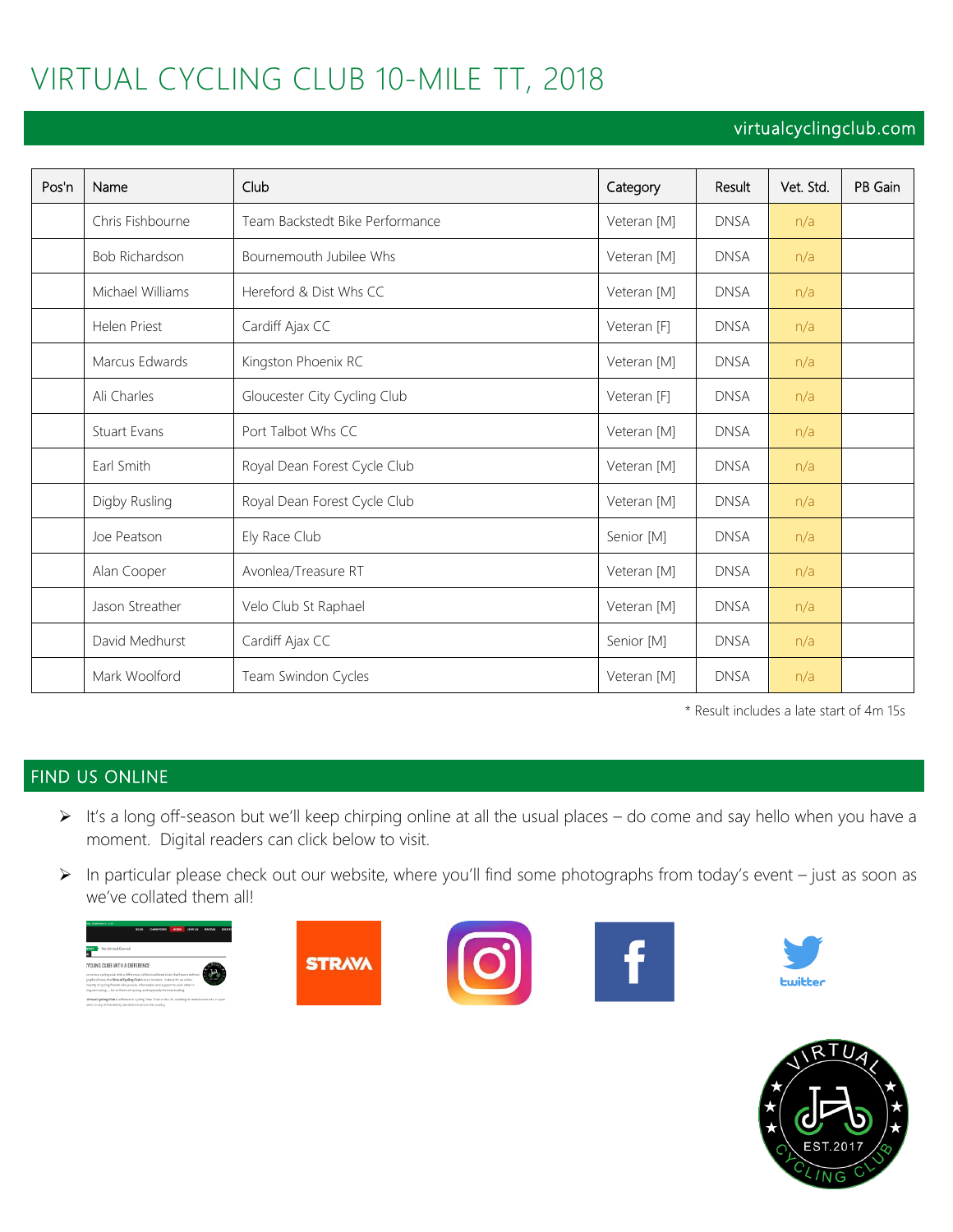# VIRTUAL CYCLING CLUB 10-MILE TT, 2018

virtualcyclingclub.com

| Pos'n | Name | Club | Category | Result | Vet. Std. | PB Gain |
|---|---|---|---|---|---|---|
| | Chris Fishbourne | Team Backstedt Bike Performance | Veteran [M] | DNSA | n/a | |
| | Bob Richardson | Bournemouth Jubilee Whs | Veteran [M] | DNSA | n/a | |
| | Michael Williams | Hereford & Dist Whs CC | Veteran [M] | DNSA | n/a | |
| | Helen Priest | Cardiff Ajax CC | Veteran [F] | DNSA | n/a | |
| | Marcus Edwards | Kingston Phoenix RC | Veteran [M] | DNSA | n/a | |
| | Ali Charles | Gloucester City Cycling Club | Veteran [F] | DNSA | n/a | |
| | Stuart Evans | Port Talbot Whs CC | Veteran [M] | DNSA | n/a | |
| | Earl Smith | Royal Dean Forest Cycle Club | Veteran [M] | DNSA | n/a | |
| | Digby Rusling | Royal Dean Forest Cycle Club | Veteran [M] | DNSA | n/a | |
| | Joe Peatson | Ely Race Club | Senior [M] | DNSA | n/a | |
| | Alan Cooper | Avonlea/Treasure RT | Veteran [M] | DNSA | n/a | |
| | Jason Streather | Velo Club St Raphael | Veteran [M] | DNSA | n/a | |
| | David Medhurst | Cardiff Ajax CC | Senior [M] | DNSA | n/a | |
| | Mark Woolford | Team Swindon Cycles | Veteran [M] | DNSA | n/a | |

* Result includes a late start of 4m 15s

## FIND US ONLINE

- It's a long off-season but we'll keep chirping online at all the usual places – do come and say hello when you have a moment. Digital readers can click below to visit.
- In particular please check out our website, where you'll find some photographs from today's event – just as soon as we've collated them all!